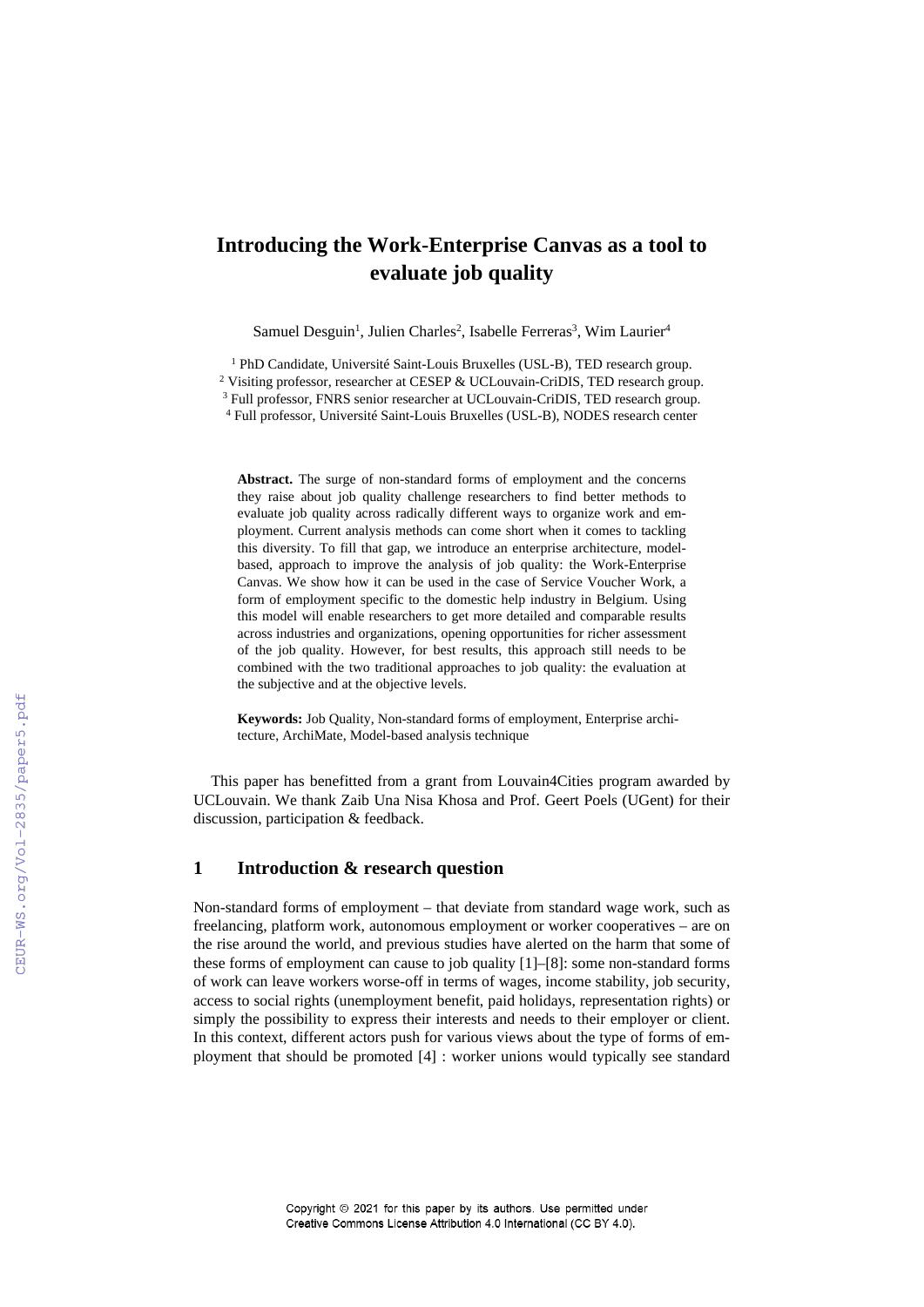# Introducing the Work-Enterprise Canvas as a tool to evaluate job quality

Samuel Desguin[1], Julien Charles[2], Isabelle Ferreras[3], Wim Laurier[4]

[1] PhD Candidate, Université Saint-Louis Bruxelles (USL-B), TED research group.
[2] Visiting professor, researcher at CESEP & UCLouvain-CriDIS, TED research group.
[3] Full professor, FNRS senior researcher at UCLouvain-CriDIS, TED research group.
[4] Full professor, Université Saint-Louis Bruxelles (USL-B), NODES research center

**Abstract.** The surge of non-standard forms of employment and the concerns they raise about job quality challenge researchers to find better methods to evaluate job quality across radically different ways to organize work and employment. Current analysis methods can come short when it comes to tackling this diversity. To fill that gap, we introduce an enterprise architecture, model-based, approach to improve the analysis of job quality: the Work-Enterprise Canvas. We show how it can be used in the case of Service Voucher Work, a form of employment specific to the domestic help industry in Belgium. Using this model will enable researchers to get more detailed and comparable results across industries and organizations, opening opportunities for richer assessment of the job quality. However, for best results, this approach still needs to be combined with the two traditional approaches to job quality: the evaluation at the subjective and at the objective levels.

**Keywords:** Job Quality, Non-standard forms of employment, Enterprise architecture, ArchiMate, Model-based analysis technique

This paper has benefitted from a grant from Louvain4Cities program awarded by UCLouvain. We thank Zaib Una Nisa Khosa and Prof. Geert Poels (UGent) for their discussion, participation & feedback.

## 1 Introduction & research question

Non-standard forms of employment – that deviate from standard wage work, such as freelancing, platform work, autonomous employment or worker cooperatives – are on the rise around the world, and previous studies have alerted on the harm that some of these forms of employment can cause to job quality [1]–[8]: some non-standard forms of work can leave workers worse-off in terms of wages, income stability, job security, access to social rights (unemployment benefit, paid holidays, representation rights) or simply the possibility to express their interests and needs to their employer or client. In this context, different actors push for various views about the type of forms of employment that should be promoted [4] : worker unions would typically see standard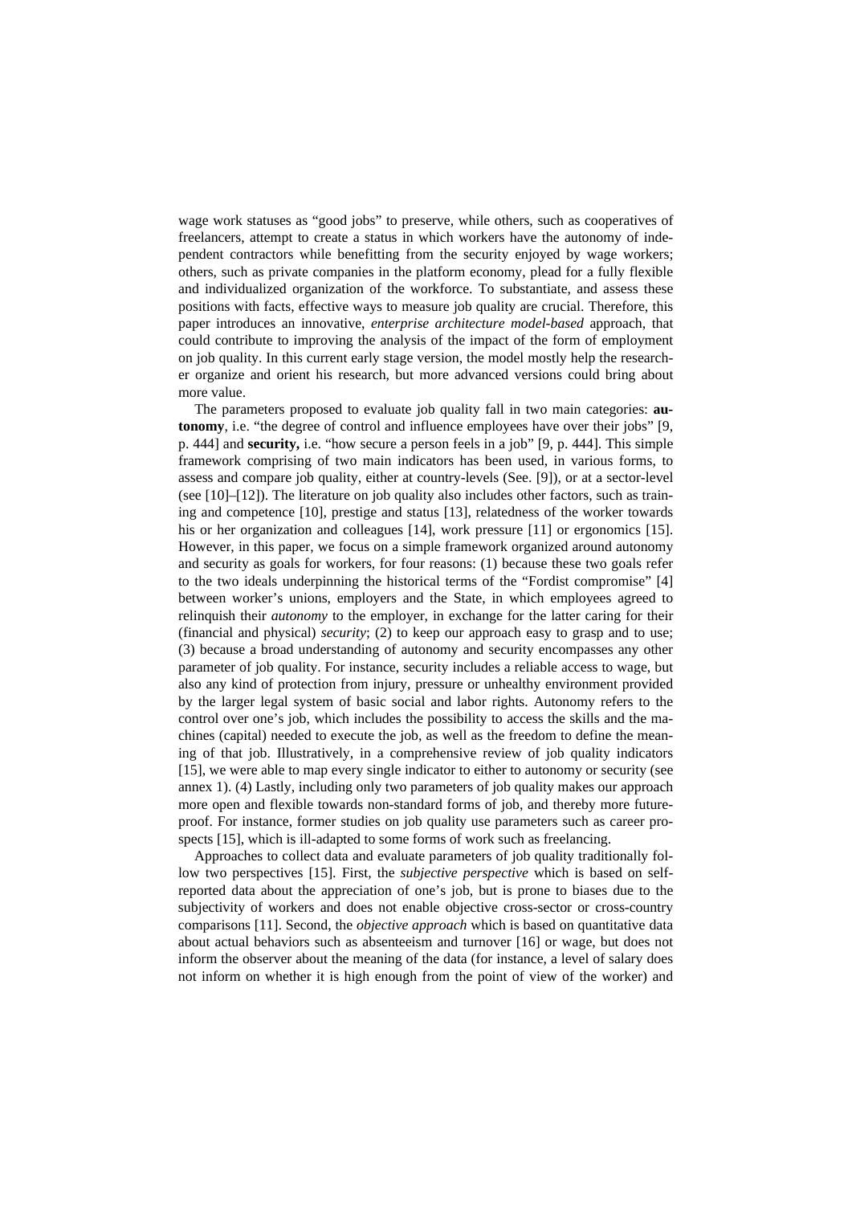wage work statuses as "good jobs" to preserve, while others, such as cooperatives of freelancers, attempt to create a status in which workers have the autonomy of independent contractors while benefitting from the security enjoyed by wage workers; others, such as private companies in the platform economy, plead for a fully flexible and individualized organization of the workforce. To substantiate, and assess these positions with facts, effective ways to measure job quality are crucial. Therefore, this paper introduces an innovative, *enterprise architecture model-based* approach, that could contribute to improving the analysis of the impact of the form of employment on job quality. In this current early stage version, the model mostly help the researcher organize and orient his research, but more advanced versions could bring about more value.

The parameters proposed to evaluate job quality fall in two main categories: **autonomy**, i.e. "the degree of control and influence employees have over their jobs" [9, p. 444] and **security,** i.e. "how secure a person feels in a job" [9, p. 444]. This simple framework comprising of two main indicators has been used, in various forms, to assess and compare job quality, either at country-levels (See. [9]), or at a sector-level (see [10]–[12]). The literature on job quality also includes other factors, such as training and competence [10], prestige and status [13], relatedness of the worker towards his or her organization and colleagues [14], work pressure [11] or ergonomics [15]. However, in this paper, we focus on a simple framework organized around autonomy and security as goals for workers, for four reasons: (1) because these two goals refer to the two ideals underpinning the historical terms of the "Fordist compromise" [4] between worker's unions, employers and the State, in which employees agreed to relinquish their *autonomy* to the employer, in exchange for the latter caring for their (financial and physical) *security*; (2) to keep our approach easy to grasp and to use; (3) because a broad understanding of autonomy and security encompasses any other parameter of job quality. For instance, security includes a reliable access to wage, but also any kind of protection from injury, pressure or unhealthy environment provided by the larger legal system of basic social and labor rights. Autonomy refers to the control over one's job, which includes the possibility to access the skills and the machines (capital) needed to execute the job, as well as the freedom to define the meaning of that job. Illustratively, in a comprehensive review of job quality indicators [15], we were able to map every single indicator to either to autonomy or security (see annex 1). (4) Lastly, including only two parameters of job quality makes our approach more open and flexible towards non-standard forms of job, and thereby more future-proof. For instance, former studies on job quality use parameters such as career prospects [15], which is ill-adapted to some forms of work such as freelancing.

Approaches to collect data and evaluate parameters of job quality traditionally follow two perspectives [15]. First, the *subjective perspective* which is based on self-reported data about the appreciation of one's job, but is prone to biases due to the subjectivity of workers and does not enable objective cross-sector or cross-country comparisons [11]. Second, the *objective approach* which is based on quantitative data about actual behaviors such as absenteeism and turnover [16] or wage, but does not inform the observer about the meaning of the data (for instance, a level of salary does not inform on whether it is high enough from the point of view of the worker) and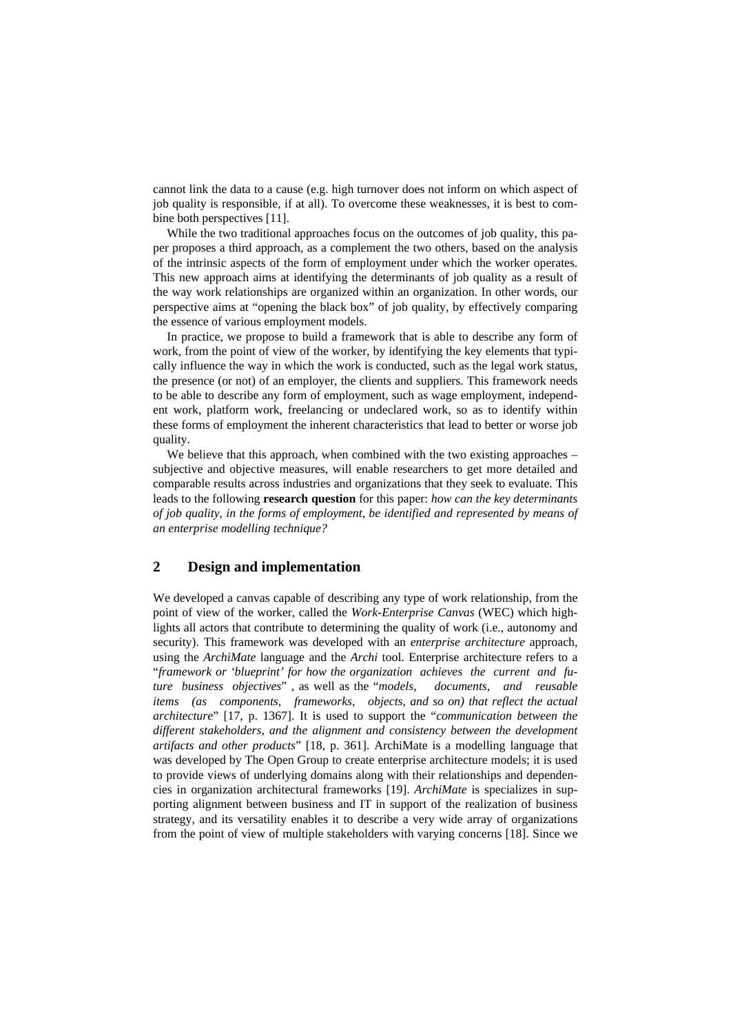cannot link the data to a cause (e.g. high turnover does not inform on which aspect of job quality is responsible, if at all). To overcome these weaknesses, it is best to combine both perspectives [11].

While the two traditional approaches focus on the outcomes of job quality, this paper proposes a third approach, as a complement the two others, based on the analysis of the intrinsic aspects of the form of employment under which the worker operates. This new approach aims at identifying the determinants of job quality as a result of the way work relationships are organized within an organization. In other words, our perspective aims at "opening the black box" of job quality, by effectively comparing the essence of various employment models.

In practice, we propose to build a framework that is able to describe any form of work, from the point of view of the worker, by identifying the key elements that typically influence the way in which the work is conducted, such as the legal work status, the presence (or not) of an employer, the clients and suppliers. This framework needs to be able to describe any form of employment, such as wage employment, independent work, platform work, freelancing or undeclared work, so as to identify within these forms of employment the inherent characteristics that lead to better or worse job quality.

We believe that this approach, when combined with the two existing approaches – subjective and objective measures, will enable researchers to get more detailed and comparable results across industries and organizations that they seek to evaluate. This leads to the following **research question** for this paper: *how can the key determinants of job quality, in the forms of employment, be identified and represented by means of an enterprise modelling technique?*

## 2 Design and implementation

We developed a canvas capable of describing any type of work relationship, from the point of view of the worker, called the *Work-Enterprise Canvas* (WEC) which highlights all actors that contribute to determining the quality of work (i.e., autonomy and security). This framework was developed with an *enterprise architecture* approach, using the *ArchiMate* language and the *Archi* tool. Enterprise architecture refers to a "*framework or 'blueprint' for how the organization achieves the current and future business objectives*" , as well as the "*models, documents, and reusable items (as components, frameworks, objects, and so on) that reflect the actual architecture*" [17, p. 1367]. It is used to support the "*communication between the different stakeholders, and the alignment and consistency between the development artifacts and other products*" [18, p. 361]. ArchiMate is a modelling language that was developed by The Open Group to create enterprise architecture models; it is used to provide views of underlying domains along with their relationships and dependencies in organization architectural frameworks [19]. *ArchiMate* is specializes in supporting alignment between business and IT in support of the realization of business strategy, and its versatility enables it to describe a very wide array of organizations from the point of view of multiple stakeholders with varying concerns [18]. Since we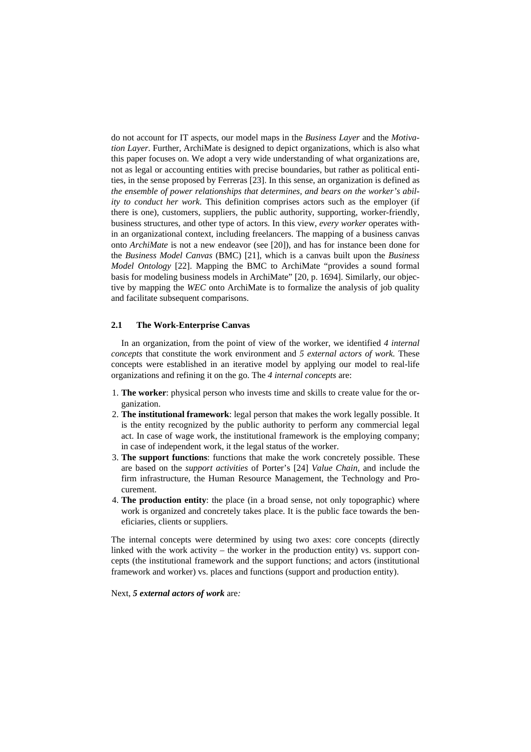do not account for IT aspects, our model maps in the *Business Layer* and the *Motivation Layer*. Further, ArchiMate is designed to depict organizations, which is also what this paper focuses on. We adopt a very wide understanding of what organizations are, not as legal or accounting entities with precise boundaries, but rather as political entities, in the sense proposed by Ferreras [23]. In this sense, an organization is defined as *the ensemble of power relationships that determines, and bears on the worker's ability to conduct her work*. This definition comprises actors such as the employer (if there is one), customers, suppliers, the public authority, supporting, worker-friendly, business structures, and other type of actors. In this view, *every worker* operates within an organizational context, including freelancers. The mapping of a business canvas onto *ArchiMate* is not a new endeavor (see [20]), and has for instance been done for the *Business Model Canvas* (BMC) [21], which is a canvas built upon the *Business Model Ontology* [22]. Mapping the BMC to ArchiMate "provides a sound formal basis for modeling business models in ArchiMate" [20, p. 1694]. Similarly, our objective by mapping the *WEC* onto ArchiMate is to formalize the analysis of job quality and facilitate subsequent comparisons.

### 2.1 The Work-Enterprise Canvas

In an organization, from the point of view of the worker, we identified *4 internal concepts* that constitute the work environment and *5 external actors of work.* These concepts were established in an iterative model by applying our model to real-life organizations and refining it on the go. The *4 internal concepts* are:

1. **The worker**: physical person who invests time and skills to create value for the organization.
2. **The institutional framework**: legal person that makes the work legally possible. It is the entity recognized by the public authority to perform any commercial legal act. In case of wage work, the institutional framework is the employing company; in case of independent work, it the legal status of the worker.
3. **The support functions**: functions that make the work concretely possible. These are based on the *support activities* of Porter's [24] *Value Chain*, and include the firm infrastructure, the Human Resource Management, the Technology and Procurement.
4. **The production entity**: the place (in a broad sense, not only topographic) where work is organized and concretely takes place. It is the public face towards the beneficiaries, clients or suppliers.

The internal concepts were determined by using two axes: core concepts (directly linked with the work activity – the worker in the production entity) vs. support concepts (the institutional framework and the support functions; and actors (institutional framework and worker) vs. places and functions (support and production entity).

Next, ***5 external actors of work*** are*:*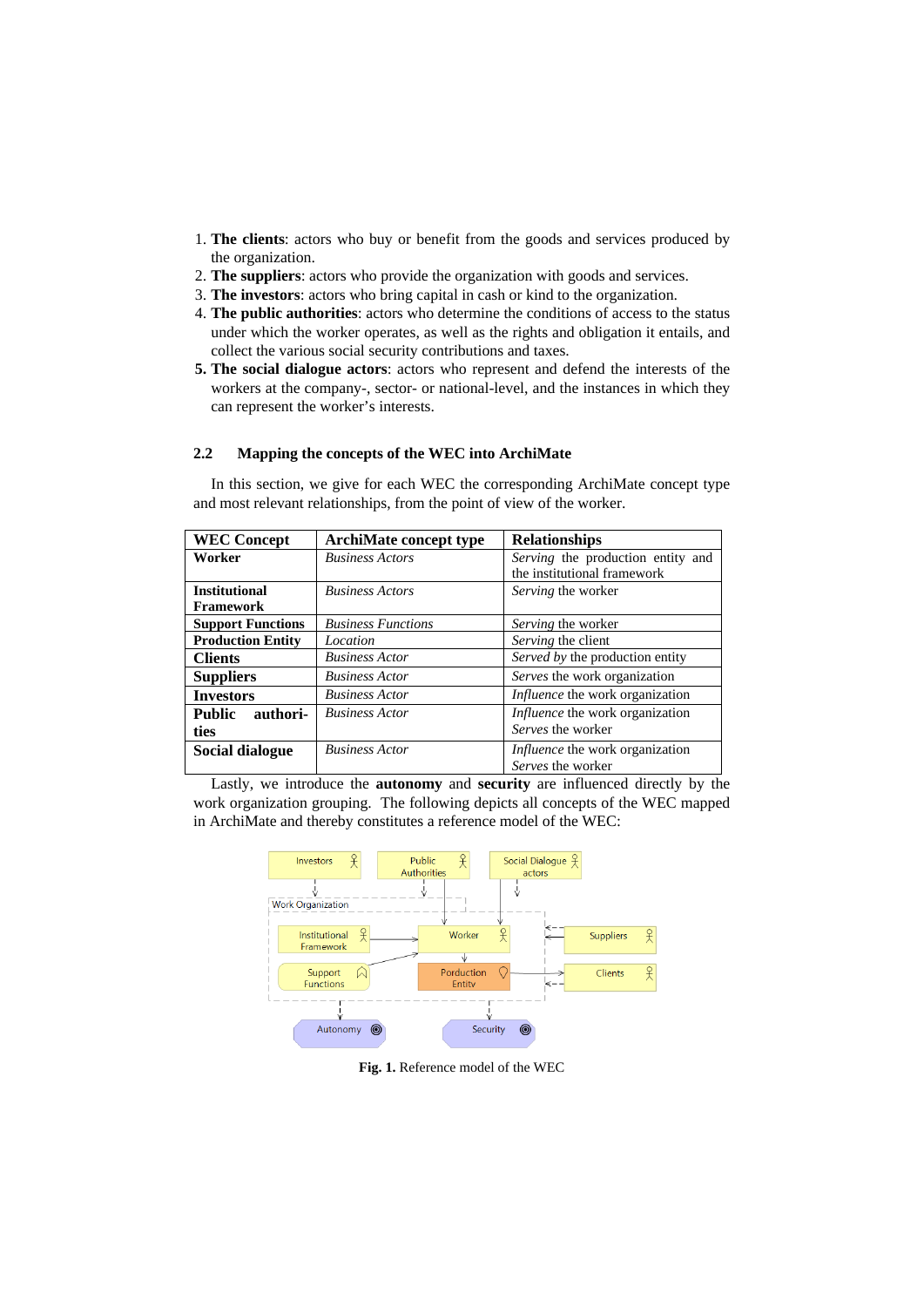1. **The clients**: actors who buy or benefit from the goods and services produced by the organization.
2. **The suppliers**: actors who provide the organization with goods and services.
3. **The investors**: actors who bring capital in cash or kind to the organization.
4. **The public authorities**: actors who determine the conditions of access to the status under which the worker operates, as well as the rights and obligation it entails, and collect the various social security contributions and taxes.
5. **The social dialogue actors**: actors who represent and defend the interests of the workers at the company-, sector- or national-level, and the instances in which they can represent the worker's interests.

### 2.2 Mapping the concepts of the WEC into ArchiMate

In this section, we give for each WEC the corresponding ArchiMate concept type and most relevant relationships, from the point of view of the worker.

| WEC Concept | ArchiMate concept type | Relationships |
|---|---|---|
| **Worker** | *Business Actors* | *Serving* the production entity and the institutional framework |
| **Institutional Framework** | *Business Actors* | *Serving* the worker |
| **Support Functions** | *Business Functions* | *Serving* the worker |
| **Production Entity** | *Location* | *Serving* the client |
| **Clients** | *Business Actor* | *Served by* the production entity |
| **Suppliers** | *Business Actor* | *Serves* the work organization |
| **Investors** | *Business Actor* | *Influence* the work organization |
| **Public authorities** | *Business Actor* | *Influence* the work organization<br>*Serves* the worker |
| **Social dialogue** | *Business Actor* | *Influence* the work organization<br>*Serves* the worker |

Lastly, we introduce the **autonomy** and **security** are influenced directly by the work organization grouping. The following depicts all concepts of the WEC mapped in ArchiMate and thereby constitutes a reference model of the WEC:

**Fig. 1.** Reference model of the WEC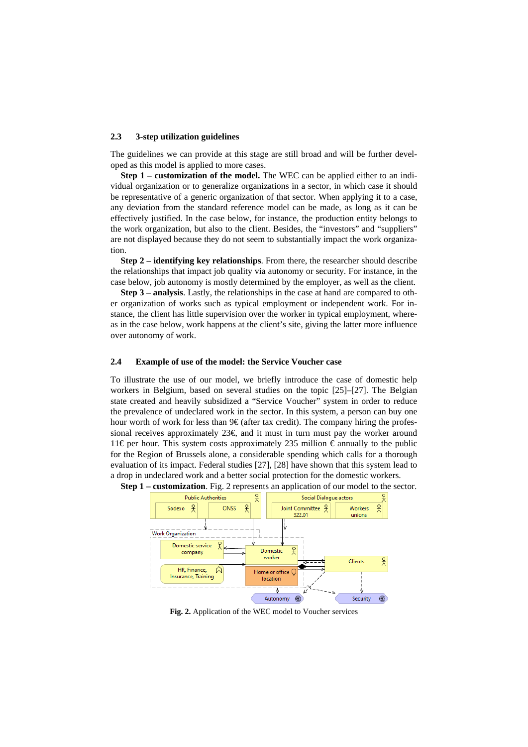### 2.3 3-step utilization guidelines

The guidelines we can provide at this stage are still broad and will be further developed as this model is applied to more cases.

**Step 1 – customization of the model.** The WEC can be applied either to an individual organization or to generalize organizations in a sector, in which case it should be representative of a generic organization of that sector. When applying it to a case, any deviation from the standard reference model can be made, as long as it can be effectively justified. In the case below, for instance, the production entity belongs to the work organization, but also to the client. Besides, the "investors" and "suppliers" are not displayed because they do not seem to substantially impact the work organization.

**Step 2 – identifying key relationships**. From there, the researcher should describe the relationships that impact job quality via autonomy or security. For instance, in the case below, job autonomy is mostly determined by the employer, as well as the client.

**Step 3 – analysis**. Lastly, the relationships in the case at hand are compared to other organization of works such as typical employment or independent work. For instance, the client has little supervision over the worker in typical employment, whereas in the case below, work happens at the client's site, giving the latter more influence over autonomy of work.

### 2.4 Example of use of the model: the Service Voucher case

To illustrate the use of our model, we briefly introduce the case of domestic help workers in Belgium, based on several studies on the topic [25]–[27]. The Belgian state created and heavily subsidized a "Service Voucher" system in order to reduce the prevalence of undeclared work in the sector. In this system, a person can buy one hour worth of work for less than 9€ (after tax credit). The company hiring the professional receives approximately 23€, and it must in turn must pay the worker around 11€ per hour. This system costs approximately 235 million € annually to the public for the Region of Brussels alone, a considerable spending which calls for a thorough evaluation of its impact. Federal studies [27], [28] have shown that this system lead to a drop in undeclared work and a better social protection for the domestic workers.

**Step 1 – customization**. Fig. 2 represents an application of our model to the sector.

**Fig. 2.** Application of the WEC model to Voucher services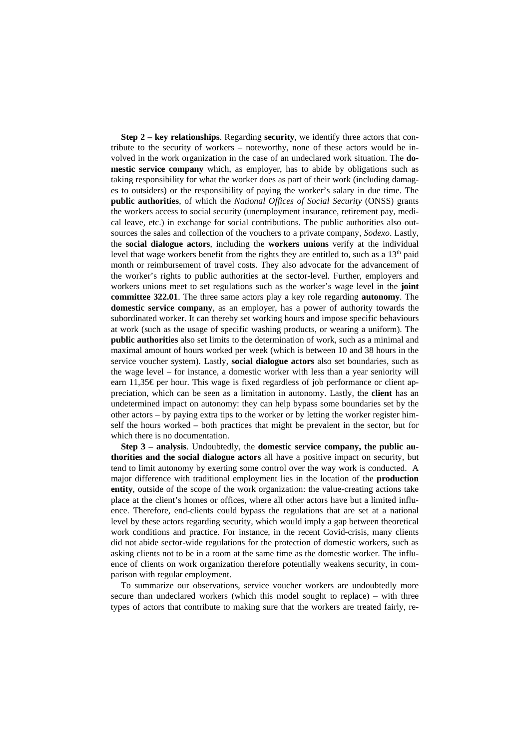**Step 2 – key relationships**. Regarding **security**, we identify three actors that contribute to the security of workers – noteworthy, none of these actors would be involved in the work organization in the case of an undeclared work situation. The **domestic service company** which, as employer, has to abide by obligations such as taking responsibility for what the worker does as part of their work (including damages to outsiders) or the responsibility of paying the worker's salary in due time. The **public authorities**, of which the *National Offices of Social Security* (ONSS) grants the workers access to social security (unemployment insurance, retirement pay, medical leave, etc.) in exchange for social contributions. The public authorities also outsources the sales and collection of the vouchers to a private company, *Sodexo*. Lastly, the **social dialogue actors**, including the **workers unions** verify at the individual level that wage workers benefit from the rights they are entitled to, such as a 13th paid month or reimbursement of travel costs. They also advocate for the advancement of the worker's rights to public authorities at the sector-level. Further, employers and workers unions meet to set regulations such as the worker's wage level in the **joint committee 322.01**. The three same actors play a key role regarding **autonomy**. The **domestic service company**, as an employer, has a power of authority towards the subordinated worker. It can thereby set working hours and impose specific behaviours at work (such as the usage of specific washing products, or wearing a uniform). The **public authorities** also set limits to the determination of work, such as a minimal and maximal amount of hours worked per week (which is between 10 and 38 hours in the service voucher system). Lastly, **social dialogue actors** also set boundaries, such as the wage level – for instance, a domestic worker with less than a year seniority will earn 11,35€ per hour. This wage is fixed regardless of job performance or client appreciation, which can be seen as a limitation in autonomy. Lastly, the **client** has an undetermined impact on autonomy: they can help bypass some boundaries set by the other actors – by paying extra tips to the worker or by letting the worker register himself the hours worked – both practices that might be prevalent in the sector, but for which there is no documentation.

**Step 3 – analysis**. Undoubtedly, the **domestic service company, the public authorities and the social dialogue actors** all have a positive impact on security, but tend to limit autonomy by exerting some control over the way work is conducted. A major difference with traditional employment lies in the location of the **production entity**, outside of the scope of the work organization: the value-creating actions take place at the client's homes or offices, where all other actors have but a limited influence. Therefore, end-clients could bypass the regulations that are set at a national level by these actors regarding security, which would imply a gap between theoretical work conditions and practice. For instance, in the recent Covid-crisis, many clients did not abide sector-wide regulations for the protection of domestic workers, such as asking clients not to be in a room at the same time as the domestic worker. The influence of clients on work organization therefore potentially weakens security, in comparison with regular employment.

To summarize our observations, service voucher workers are undoubtedly more secure than undeclared workers (which this model sought to replace) – with three types of actors that contribute to making sure that the workers are treated fairly, re-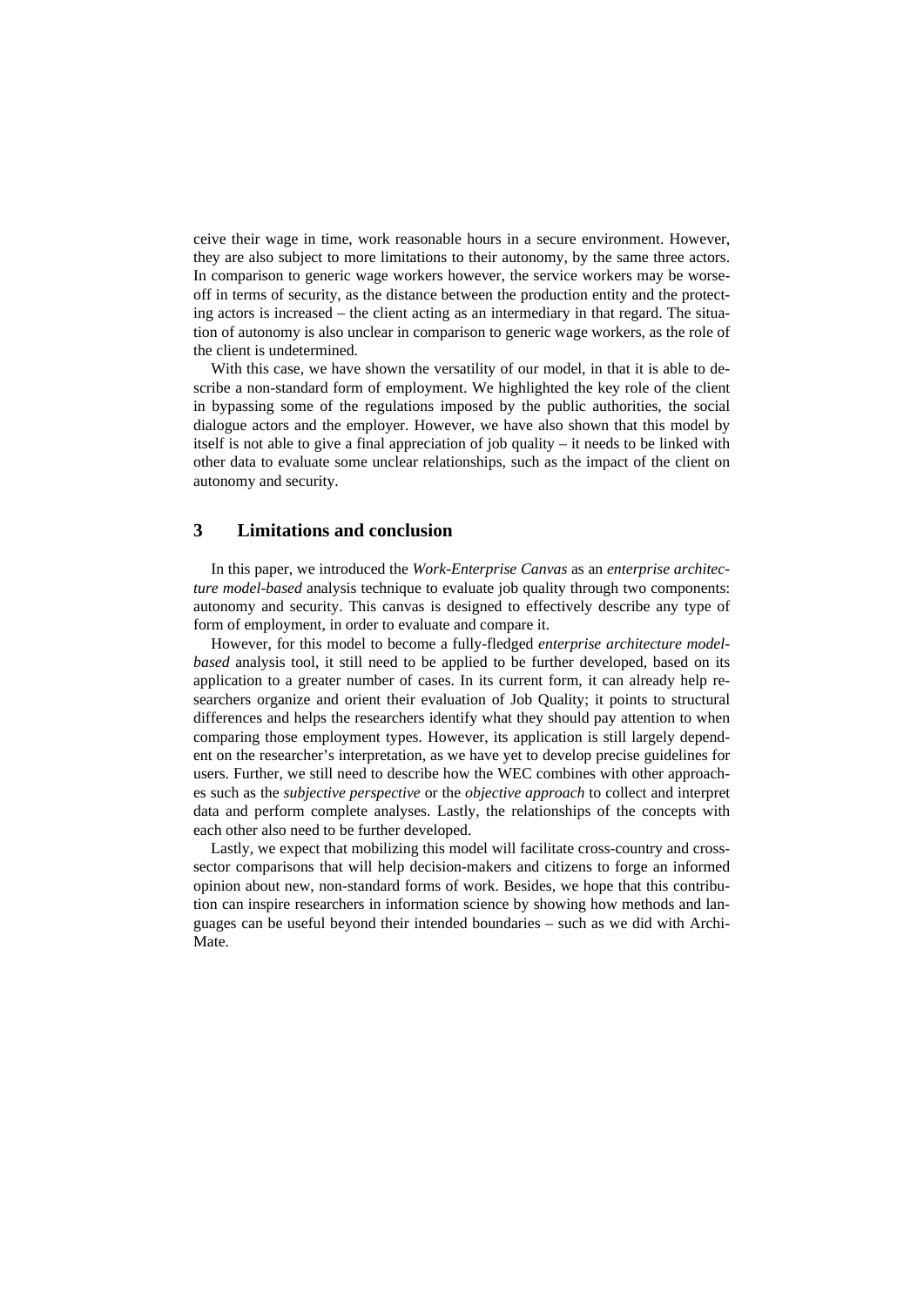ceive their wage in time, work reasonable hours in a secure environment. However, they are also subject to more limitations to their autonomy, by the same three actors. In comparison to generic wage workers however, the service workers may be worse-off in terms of security, as the distance between the production entity and the protecting actors is increased – the client acting as an intermediary in that regard. The situation of autonomy is also unclear in comparison to generic wage workers, as the role of the client is undetermined.

With this case, we have shown the versatility of our model, in that it is able to describe a non-standard form of employment. We highlighted the key role of the client in bypassing some of the regulations imposed by the public authorities, the social dialogue actors and the employer. However, we have also shown that this model by itself is not able to give a final appreciation of job quality – it needs to be linked with other data to evaluate some unclear relationships, such as the impact of the client on autonomy and security.

## 3 Limitations and conclusion

In this paper, we introduced the *Work-Enterprise Canvas* as an *enterprise architecture model-based* analysis technique to evaluate job quality through two components: autonomy and security. This canvas is designed to effectively describe any type of form of employment, in order to evaluate and compare it.

However, for this model to become a fully-fledged *enterprise architecture model-based* analysis tool, it still need to be applied to be further developed, based on its application to a greater number of cases. In its current form, it can already help researchers organize and orient their evaluation of Job Quality; it points to structural differences and helps the researchers identify what they should pay attention to when comparing those employment types. However, its application is still largely dependent on the researcher's interpretation, as we have yet to develop precise guidelines for users. Further, we still need to describe how the WEC combines with other approaches such as the *subjective perspective* or the *objective approach* to collect and interpret data and perform complete analyses. Lastly, the relationships of the concepts with each other also need to be further developed.

Lastly, we expect that mobilizing this model will facilitate cross-country and cross-sector comparisons that will help decision-makers and citizens to forge an informed opinion about new, non-standard forms of work. Besides, we hope that this contribution can inspire researchers in information science by showing how methods and languages can be useful beyond their intended boundaries – such as we did with ArchiMate.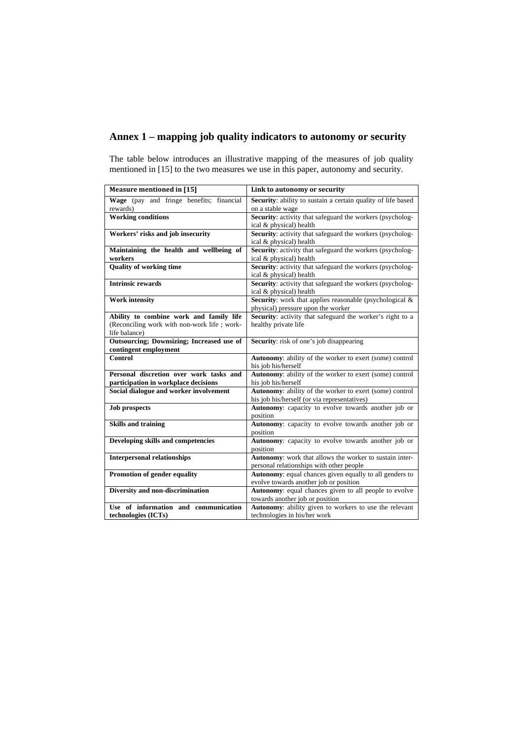## Annex 1 – mapping job quality indicators to autonomy or security

The table below introduces an illustrative mapping of the measures of job quality mentioned in [15] to the two measures we use in this paper, autonomy and security.

| Measure mentioned in [15] | Link to autonomy or security |
|---|---|
| **Wage** (pay and fringe benefits; financial rewards) | **Security**: ability to sustain a certain quality of life based on a stable wage |
| **Working conditions** | **Security**: activity that safeguard the workers (psychological & physical) health |
| **Workers' risks and job insecurity** | **Security**: activity that safeguard the workers (psychological & physical) health |
| **Maintaining the health and wellbeing of workers** | **Security**: activity that safeguard the workers (psychological & physical) health |
| **Quality of working time** | **Security**: activity that safeguard the workers (psychological & physical) health |
| **Intrinsic rewards** | **Security**: activity that safeguard the workers (psychological & physical) health |
| **Work intensity** | **Security**: work that applies reasonable (psychological & physical) pressure upon the worker |
| **Ability to combine work and family life** (Reconciling work with non-work life ; work-life balance) | **Security**: activity that safeguard the worker's right to a healthy private life |
| **Outsourcing; Downsizing; Increased use of contingent employment** | **Security**: risk of one's job disappearing |
| **Control** | **Autonomy**: ability of the worker to exert (some) control his job his/herself |
| **Personal discretion over work tasks and participation in workplace decisions** | **Autonomy**: ability of the worker to exert (some) control his job his/herself |
| **Social dialogue and worker involvement** | **Autonomy**: ability of the worker to exert (some) control his job his/herself (or via representatives) |
| **Job prospects** | **Autonomy**: capacity to evolve towards another job or position |
| **Skills and training** | **Autonomy**: capacity to evolve towards another job or position |
| **Developing skills and competencies** | **Autonomy**: capacity to evolve towards another job or position |
| **Interpersonal relationships** | **Autonomy**: work that allows the worker to sustain interpersonal relationships with other people |
| **Promotion of gender equality** | **Autonomy**: equal chances given equally to all genders to evolve towards another job or position |
| **Diversity and non-discrimination** | **Autonomy**: equal chances given to all people to evolve towards another job or position |
| **Use of information and communication technologies (ICTs)** | **Autonomy**: ability given to workers to use the relevant technologies in his/her work |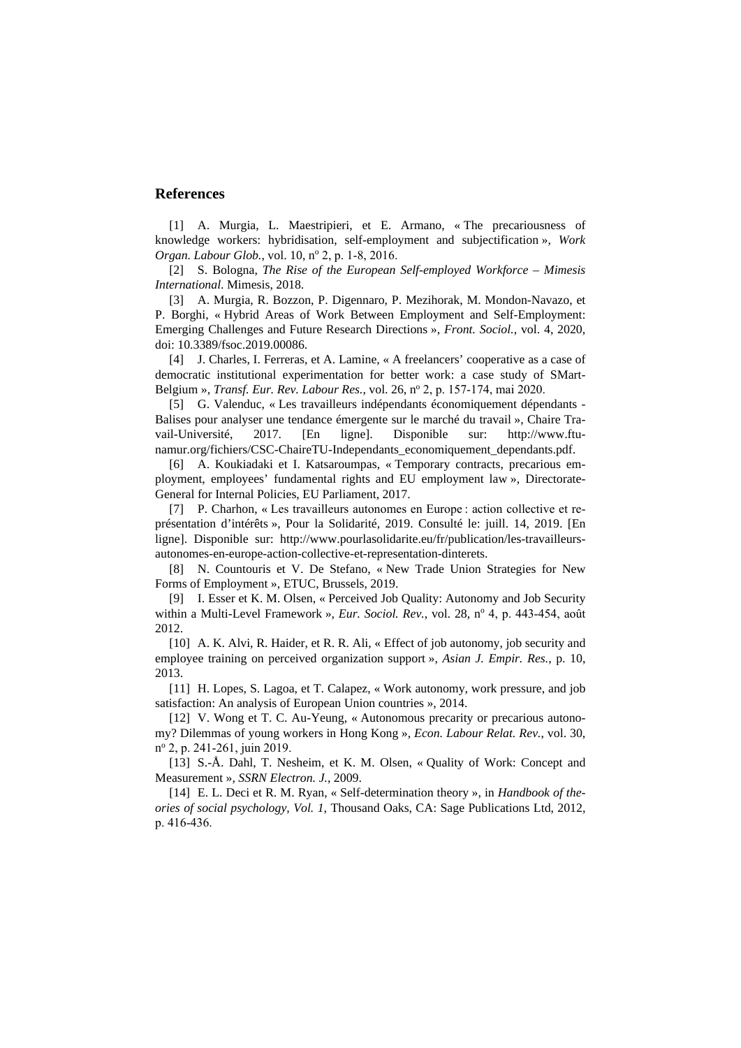## References

[1] A. Murgia, L. Maestripieri, et E. Armano, « The precariousness of knowledge workers: hybridisation, self-employment and subjectification », *Work Organ. Labour Glob.*, vol. 10, nº 2, p. 1-8, 2016.

[2] S. Bologna, *The Rise of the European Self-employed Workforce – Mimesis International*. Mimesis, 2018.

[3] A. Murgia, R. Bozzon, P. Digennaro, P. Mezihorak, M. Mondon-Navazo, et P. Borghi, « Hybrid Areas of Work Between Employment and Self-Employment: Emerging Challenges and Future Research Directions », *Front. Sociol.*, vol. 4, 2020, doi: 10.3389/fsoc.2019.00086.

[4] J. Charles, I. Ferreras, et A. Lamine, « A freelancers' cooperative as a case of democratic institutional experimentation for better work: a case study of SMart-Belgium », *Transf. Eur. Rev. Labour Res.*, vol. 26, nº 2, p. 157-174, mai 2020.

[5] G. Valenduc, « Les travailleurs indépendants économiquement dépendants - Balises pour analyser une tendance émergente sur le marché du travail », Chaire Travail-Université, 2017. [En ligne]. Disponible sur: http://www.ftu-namur.org/fichiers/CSC-ChaireTU-Independants_economiquement_dependants.pdf.

[6] A. Koukiadaki et I. Katsaroumpas, « Temporary contracts, precarious employment, employees' fundamental rights and EU employment law », Directorate-General for Internal Policies, EU Parliament, 2017.

[7] P. Charhon, « Les travailleurs autonomes en Europe : action collective et représentation d'intérêts », Pour la Solidarité, 2019. Consulté le: juill. 14, 2019. [En ligne]. Disponible sur: http://www.pourlasolidarite.eu/fr/publication/les-travailleurs-autonomes-en-europe-action-collective-et-representation-dinterets.

[8] N. Countouris et V. De Stefano, « New Trade Union Strategies for New Forms of Employment », ETUC, Brussels, 2019.

[9] I. Esser et K. M. Olsen, « Perceived Job Quality: Autonomy and Job Security within a Multi-Level Framework », *Eur. Sociol. Rev.*, vol. 28, nº 4, p. 443-454, août 2012.

[10] A. K. Alvi, R. Haider, et R. R. Ali, « Effect of job autonomy, job security and employee training on perceived organization support », *Asian J. Empir. Res.*, p. 10, 2013.

[11] H. Lopes, S. Lagoa, et T. Calapez, « Work autonomy, work pressure, and job satisfaction: An analysis of European Union countries », 2014.

[12] V. Wong et T. C. Au-Yeung, « Autonomous precarity or precarious autonomy? Dilemmas of young workers in Hong Kong », *Econ. Labour Relat. Rev.*, vol. 30, nº 2, p. 241-261, juin 2019.

[13] S.-Å. Dahl, T. Nesheim, et K. M. Olsen, « Quality of Work: Concept and Measurement », *SSRN Electron. J.*, 2009.

[14] E. L. Deci et R. M. Ryan, « Self-determination theory », in *Handbook of theories of social psychology, Vol. 1*, Thousand Oaks, CA: Sage Publications Ltd, 2012, p. 416-436.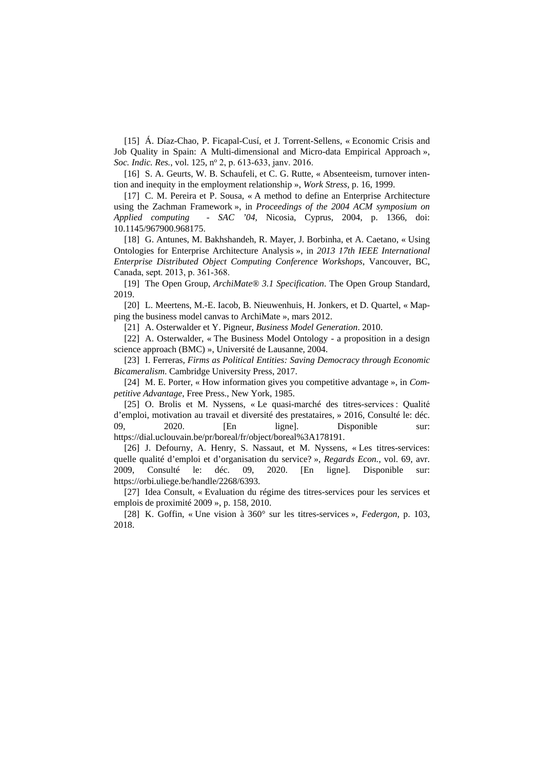[15] Á. Díaz-Chao, P. Ficapal-Cusí, et J. Torrent-Sellens, « Economic Crisis and Job Quality in Spain: A Multi-dimensional and Micro-data Empirical Approach », *Soc. Indic. Res.*, vol. 125, nº 2, p. 613-633, janv. 2016.

[16] S. A. Geurts, W. B. Schaufeli, et C. G. Rutte, « Absenteeism, turnover intention and inequity in the employment relationship », *Work Stress*, p. 16, 1999.

[17] C. M. Pereira et P. Sousa, « A method to define an Enterprise Architecture using the Zachman Framework », in *Proceedings of the 2004 ACM symposium on Applied computing - SAC '04*, Nicosia, Cyprus, 2004, p. 1366, doi: 10.1145/967900.968175.

[18] G. Antunes, M. Bakhshandeh, R. Mayer, J. Borbinha, et A. Caetano, « Using Ontologies for Enterprise Architecture Analysis », in *2013 17th IEEE International Enterprise Distributed Object Computing Conference Workshops*, Vancouver, BC, Canada, sept. 2013, p. 361-368.

[19] The Open Group, *ArchiMate® 3.1 Specification*. The Open Group Standard, 2019.

[20] L. Meertens, M.-E. Iacob, B. Nieuwenhuis, H. Jonkers, et D. Quartel, « Mapping the business model canvas to ArchiMate », mars 2012.

[21] A. Osterwalder et Y. Pigneur, *Business Model Generation*. 2010.

[22] A. Osterwalder, « The Business Model Ontology - a proposition in a design science approach (BMC) », Université de Lausanne, 2004.

[23] I. Ferreras, *Firms as Political Entities: Saving Democracy through Economic Bicameralism*. Cambridge University Press, 2017.

[24] M. E. Porter, « How information gives you competitive advantage », in *Competitive Advantage*, Free Press., New York, 1985.

[25] O. Brolis et M. Nyssens, « Le quasi-marché des titres-services : Qualité d'emploi, motivation au travail et diversité des prestataires, » 2016, Consulté le: déc. 09, 2020. [En ligne]. Disponible sur: https://dial.uclouvain.be/pr/boreal/fr/object/boreal%3A178191.

[26] J. Defourny, A. Henry, S. Nassaut, et M. Nyssens, « Les titres-services: quelle qualité d'emploi et d'organisation du service? », *Regards Econ.*, vol. 69, avr. 2009, Consulté le: déc. 09, 2020. [En ligne]. Disponible sur: https://orbi.uliege.be/handle/2268/6393.

[27] Idea Consult, « Evaluation du régime des titres-services pour les services et emplois de proximité 2009 », p. 158, 2010.

[28] K. Goffin, « Une vision à 360° sur les titres-services », *Federgon*, p. 103, 2018.